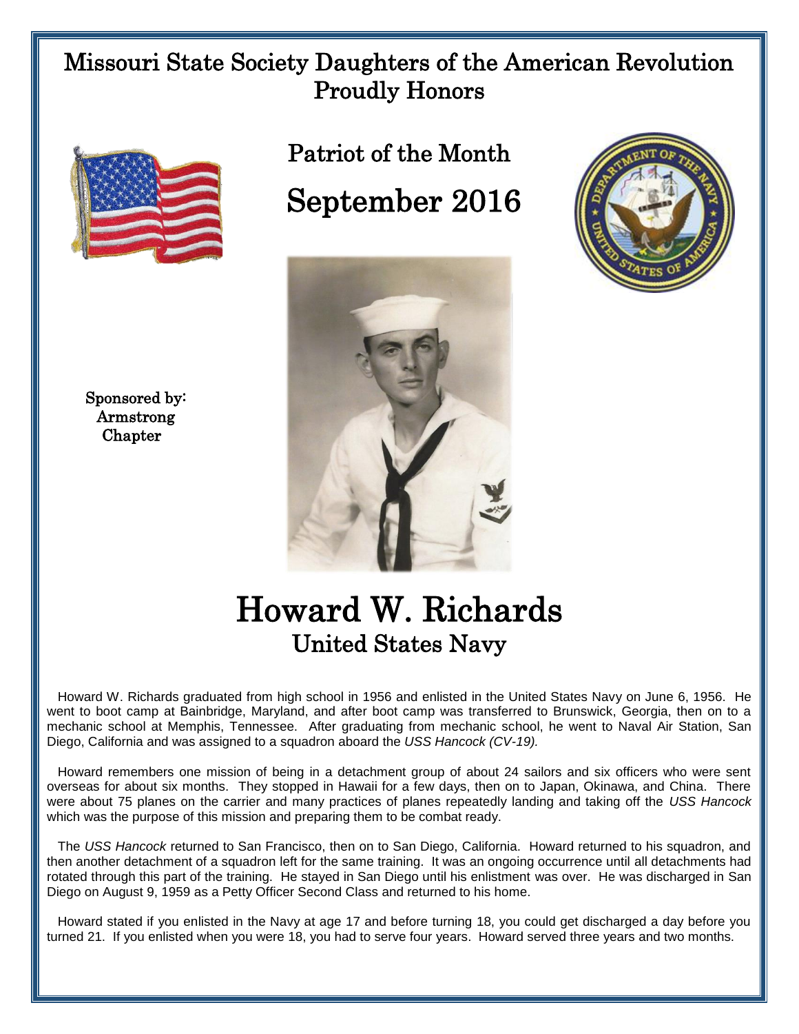# Missouri State Society Daughters of the American Revolution Proudly Honors

## Patriot of the Month

## September 2016

Sponsored by: Armstrong Chapter

# Howard W. Richards

## United States Navy

Howard W. Richards graduated from high school in 1956 and enlisted in the United States Navy on June 6, 1956. He went to boot camp at Bainbridge, Maryland, and after boot camp was transferred to Brunswick, Georgia, then on to a mechanic school at Memphis, Tennessee. After graduating from mechanic school, he went to Naval Air Station, San Diego, California and was assigned to a squadron aboard the *USS Hancock (CV-19).*

Howard remembers one mission of being in a detachment group of about 24 sailors and six officers who were sent overseas for about six months. They stopped in Hawaii for a few days, then on to Japan, Okinawa, and China. There were about 75 planes on the carrier and many practices of planes repeatedly landing and taking off the *USS Hancock* which was the purpose of this mission and preparing them to be combat ready.

The *USS Hancock* returned to San Francisco, then on to San Diego, California. Howard returned to his squadron, and then another detachment of a squadron left for the same training. It was an ongoing occurrence until all detachments had rotated through this part of the training. He stayed in San Diego until his enlistment was over. He was discharged in San Diego on August 9, 1959 as a Petty Officer Second Class and returned to his home.

Howard stated if you enlisted in the Navy at age 17 and before turning 18, you could get discharged a day before you turned 21. If you enlisted when you were 18, you had to serve four years. Howard served three years and two months.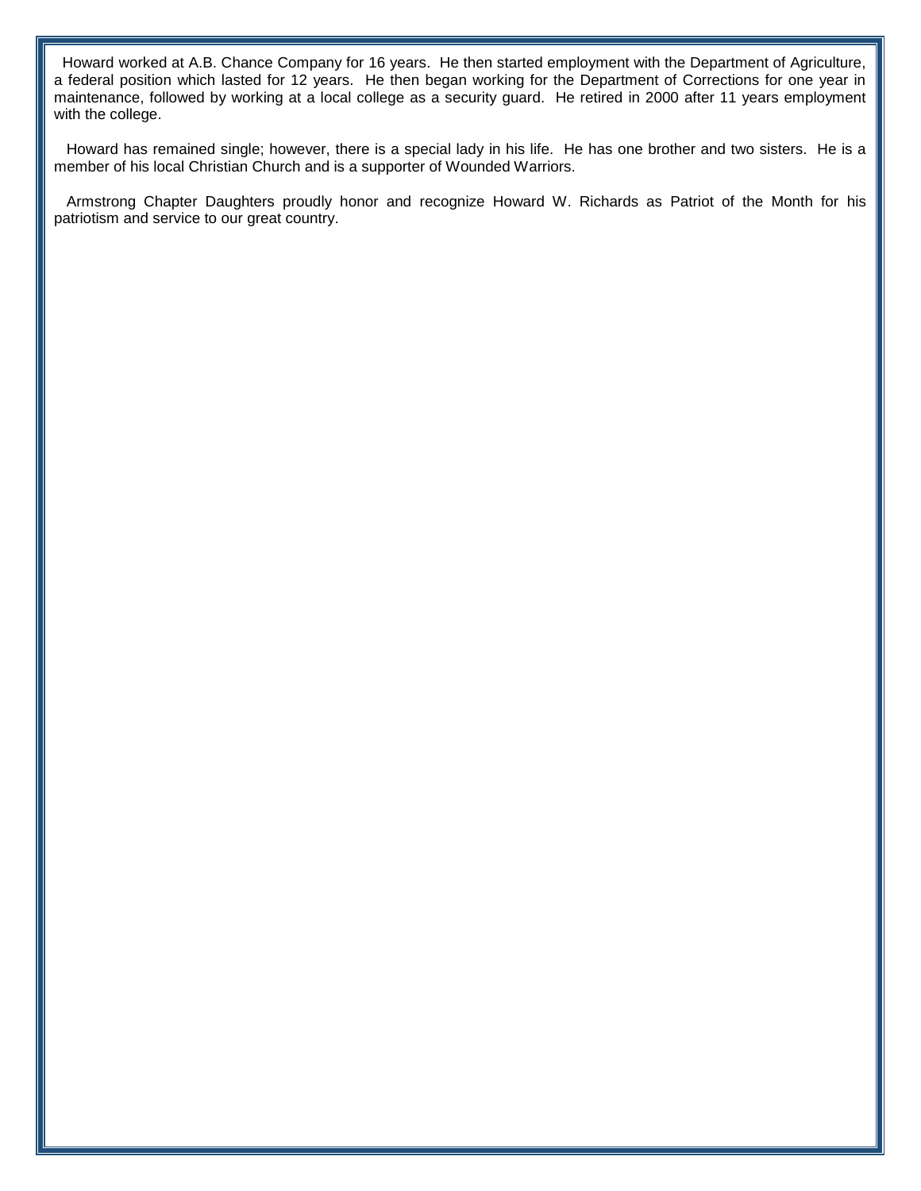Howard worked at A.B. Chance Company for 16 years. He then started employment with the Department of Agriculture, a federal position which lasted for 12 years. He then began working for the Department of Corrections for one year in maintenance, followed by working at a local college as a security guard. He retired in 2000 after 11 years employment with the college.

Howard has remained single; however, there is a special lady in his life. He has one brother and two sisters. He is a member of his local Christian Church and is a supporter of Wounded Warriors.

Armstrong Chapter Daughters proudly honor and recognize Howard W. Richards as Patriot of the Month for his patriotism and service to our great country.